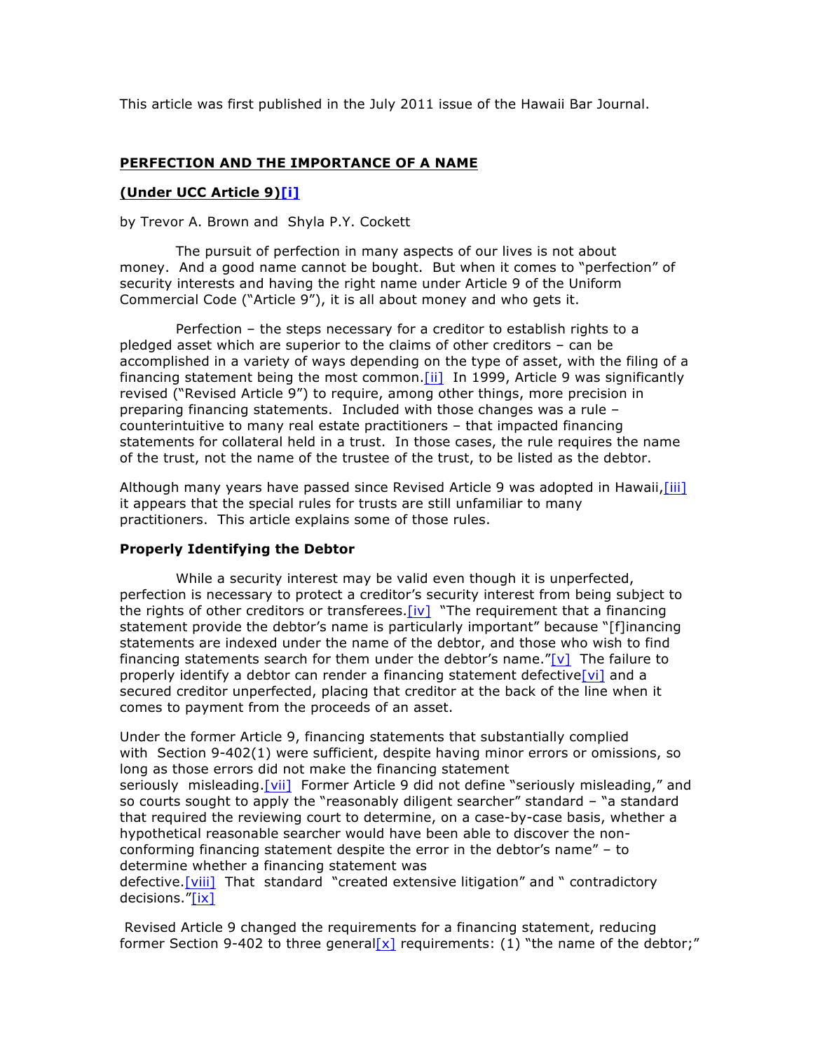This article was first published in the July 2011 issue of the Hawaii Bar Journal.

## PERFECTION AND THE IMPORTANCE OF A NAME

### (Under UCC Article 9)[i]

by Trevor A. Brown and Shyla P.Y. Cockett

The pursuit of perfection in many aspects of our lives is not about money. And a good name cannot be bought. But when it comes to "perfection" of security interests and having the right name under Article 9 of the Uniform Commercial Code ("Article 9"), it is all about money and who gets it.

Perfection – the steps necessary for a creditor to establish rights to a pledged asset which are superior to the claims of other creditors – can be accomplished in a variety of ways depending on the type of asset, with the filing of a financing statement being the most common.[ii] In 1999, Article 9 was significantly revised ("Revised Article 9") to require, among other things, more precision in preparing financing statements. Included with those changes was a rule – counterintuitive to many real estate practitioners – that impacted financing statements for collateral held in a trust. In those cases, the rule requires the name of the trust, not the name of the trustee of the trust, to be listed as the debtor.

Although many years have passed since Revised Article 9 was adopted in Hawaii,[iii] it appears that the special rules for trusts are still unfamiliar to many practitioners. This article explains some of those rules.

**Properly Identifying the Debtor**

While a security interest may be valid even though it is unperfected, perfection is necessary to protect a creditor's security interest from being subject to the rights of other creditors or transferees.[iv] "The requirement that a financing statement provide the debtor's name is particularly important" because "[f]inancing statements are indexed under the name of the debtor, and those who wish to find financing statements search for them under the debtor's name."[v] The failure to properly identify a debtor can render a financing statement defective[vi] and a secured creditor unperfected, placing that creditor at the back of the line when it comes to payment from the proceeds of an asset.

Under the former Article 9, financing statements that substantially complied with Section 9-402(1) were sufficient, despite having minor errors or omissions, so long as those errors did not make the financing statement seriously misleading.[vii] Former Article 9 did not define "seriously misleading," and so courts sought to apply the "reasonably diligent searcher" standard – "a standard that required the reviewing court to determine, on a case-by-case basis, whether a hypothetical reasonable searcher would have been able to discover the non-conforming financing statement despite the error in the debtor's name" – to determine whether a financing statement was defective.[viii] That standard "created extensive litigation" and " contradictory decisions."[ix]

Revised Article 9 changed the requirements for a financing statement, reducing former Section 9-402 to three general[x] requirements: (1) "the name of the debtor;"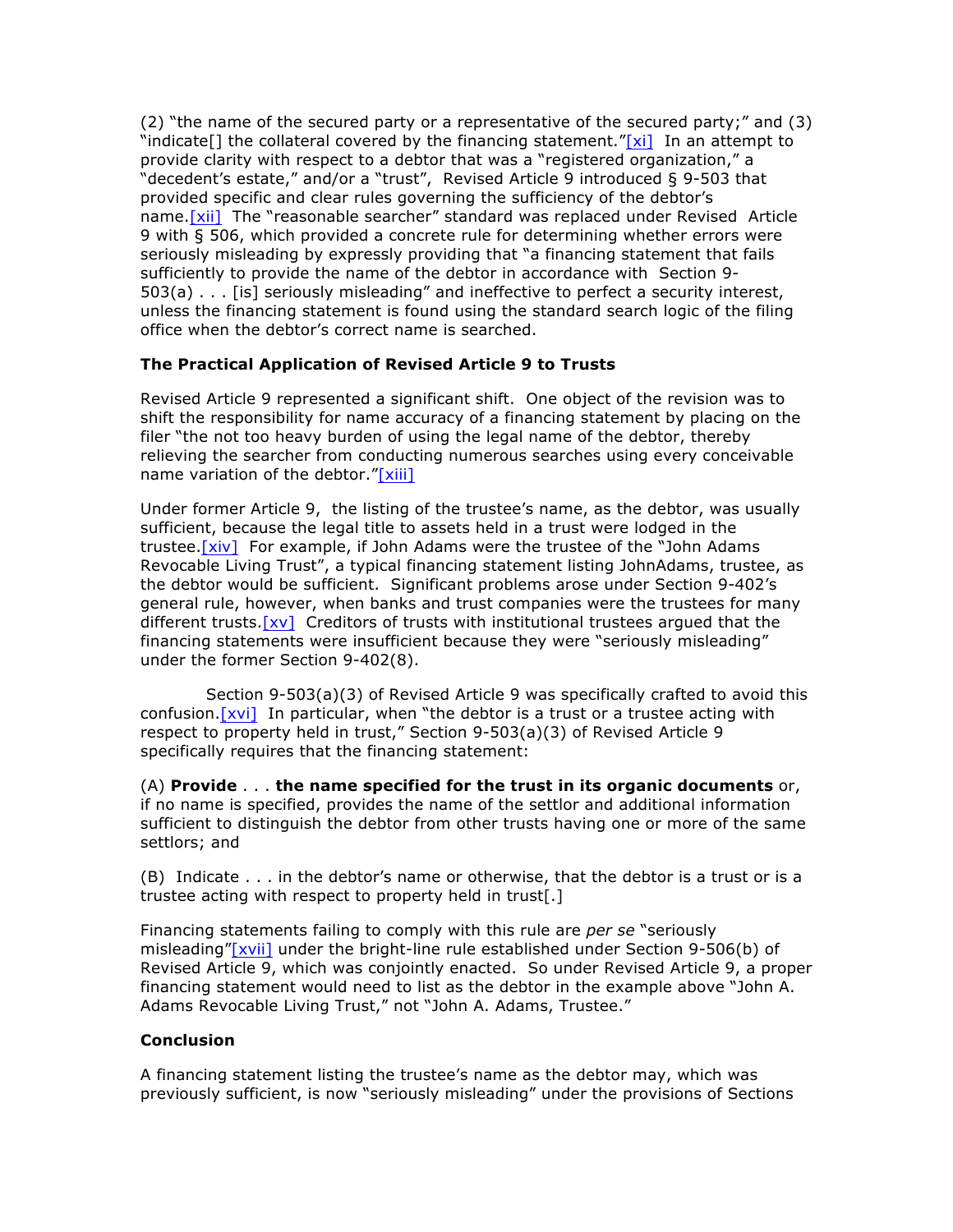(2) "the name of the secured party or a representative of the secured party;" and (3) "indicate[] the collateral covered by the financing statement."[xi] In an attempt to provide clarity with respect to a debtor that was a "registered organization," a "decedent's estate," and/or a "trust", Revised Article 9 introduced § 9-503 that provided specific and clear rules governing the sufficiency of the debtor's name.[xii] The "reasonable searcher" standard was replaced under Revised Article 9 with § 506, which provided a concrete rule for determining whether errors were seriously misleading by expressly providing that "a financing statement that fails sufficiently to provide the name of the debtor in accordance with Section 9-503(a) . . . [is] seriously misleading" and ineffective to perfect a security interest, unless the financing statement is found using the standard search logic of the filing office when the debtor's correct name is searched.

**The Practical Application of Revised Article 9 to Trusts**

Revised Article 9 represented a significant shift. One object of the revision was to shift the responsibility for name accuracy of a financing statement by placing on the filer "the not too heavy burden of using the legal name of the debtor, thereby relieving the searcher from conducting numerous searches using every conceivable name variation of the debtor."[xiii]

Under former Article 9, the listing of the trustee's name, as the debtor, was usually sufficient, because the legal title to assets held in a trust were lodged in the trustee.[xiv] For example, if John Adams were the trustee of the "John Adams Revocable Living Trust", a typical financing statement listing JohnAdams, trustee, as the debtor would be sufficient. Significant problems arose under Section 9-402's general rule, however, when banks and trust companies were the trustees for many different trusts.[xv] Creditors of trusts with institutional trustees argued that the financing statements were insufficient because they were "seriously misleading" under the former Section 9-402(8).

Section 9-503(a)(3) of Revised Article 9 was specifically crafted to avoid this confusion.[xvi] In particular, when "the debtor is a trust or a trustee acting with respect to property held in trust," Section 9-503(a)(3) of Revised Article 9 specifically requires that the financing statement:

(A) **Provide** . . . **the name specified for the trust in its organic documents** or, if no name is specified, provides the name of the settlor and additional information sufficient to distinguish the debtor from other trusts having one or more of the same settlors; and

(B) Indicate . . . in the debtor's name or otherwise, that the debtor is a trust or is a trustee acting with respect to property held in trust[.]

Financing statements failing to comply with this rule are *per se* "seriously misleading"[xvii] under the bright-line rule established under Section 9-506(b) of Revised Article 9, which was conjointly enacted. So under Revised Article 9, a proper financing statement would need to list as the debtor in the example above "John A. Adams Revocable Living Trust," not "John A. Adams, Trustee."

**Conclusion**

A financing statement listing the trustee's name as the debtor may, which was previously sufficient, is now "seriously misleading" under the provisions of Sections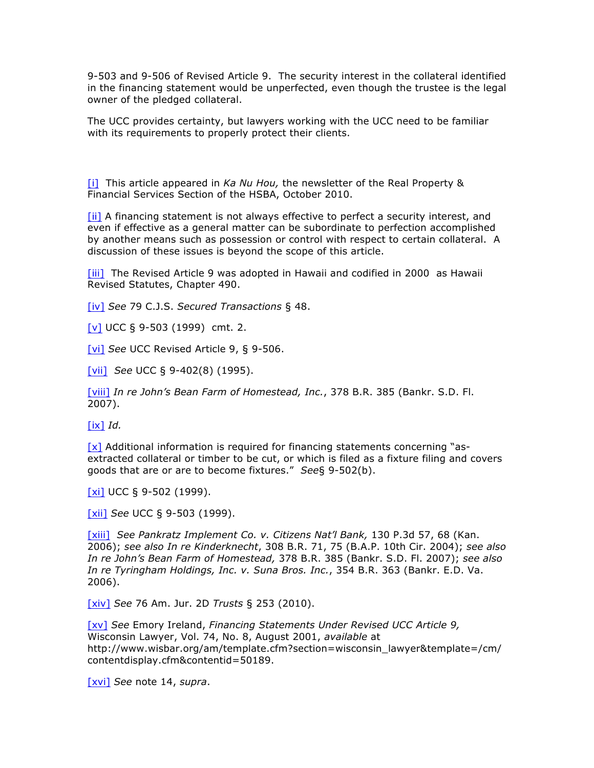9-503 and 9-506 of Revised Article 9. The security interest in the collateral identified in the financing statement would be unperfected, even though the trustee is the legal owner of the pledged collateral.

The UCC provides certainty, but lawyers working with the UCC need to be familiar with its requirements to properly protect their clients.

[i] This article appeared in *Ka Nu Hou,* the newsletter of the Real Property & Financial Services Section of the HSBA, October 2010.

[ii] A financing statement is not always effective to perfect a security interest, and even if effective as a general matter can be subordinate to perfection accomplished by another means such as possession or control with respect to certain collateral. A discussion of these issues is beyond the scope of this article.

[iii] The Revised Article 9 was adopted in Hawaii and codified in 2000 as Hawaii Revised Statutes, Chapter 490.

[iv] *See* 79 C.J.S. *Secured Transactions* § 48.

[v] UCC § 9-503 (1999) cmt. 2.

[vi] *See* UCC Revised Article 9, § 9-506.

[vii] *See* UCC § 9-402(8) (1995).

[viii] *In re John's Bean Farm of Homestead, Inc.*, 378 B.R. 385 (Bankr. S.D. Fl. 2007).

[ix] *Id.*

[x] Additional information is required for financing statements concerning "as-extracted collateral or timber to be cut, or which is filed as a fixture filing and covers goods that are or are to become fixtures." *See*§ 9-502(b).

[xi] UCC § 9-502 (1999).

[xii] *See* UCC § 9-503 (1999).

[xiii] *See Pankratz Implement Co. v. Citizens Nat'l Bank,* 130 P.3d 57, 68 (Kan. 2006); *see also In re Kinderknecht*, 308 B.R. 71, 75 (B.A.P. 10th Cir. 2004); *see also In re John's Bean Farm of Homestead,* 378 B.R. 385 (Bankr. S.D. Fl. 2007); *see also In re Tyringham Holdings, Inc. v. Suna Bros. Inc.*, 354 B.R. 363 (Bankr. E.D. Va. 2006).

[xiv] *See* 76 Am. Jur. 2D *Trusts* § 253 (2010).

[xv] *See* Emory Ireland, *Financing Statements Under Revised UCC Article 9,* Wisconsin Lawyer, Vol. 74, No. 8, August 2001, *available* at http://www.wisbar.org/am/template.cfm?section=wisconsin_lawyer&template=/cm/contentdisplay.cfm&contentid=50189.

[xvi] *See* note 14, *supra*.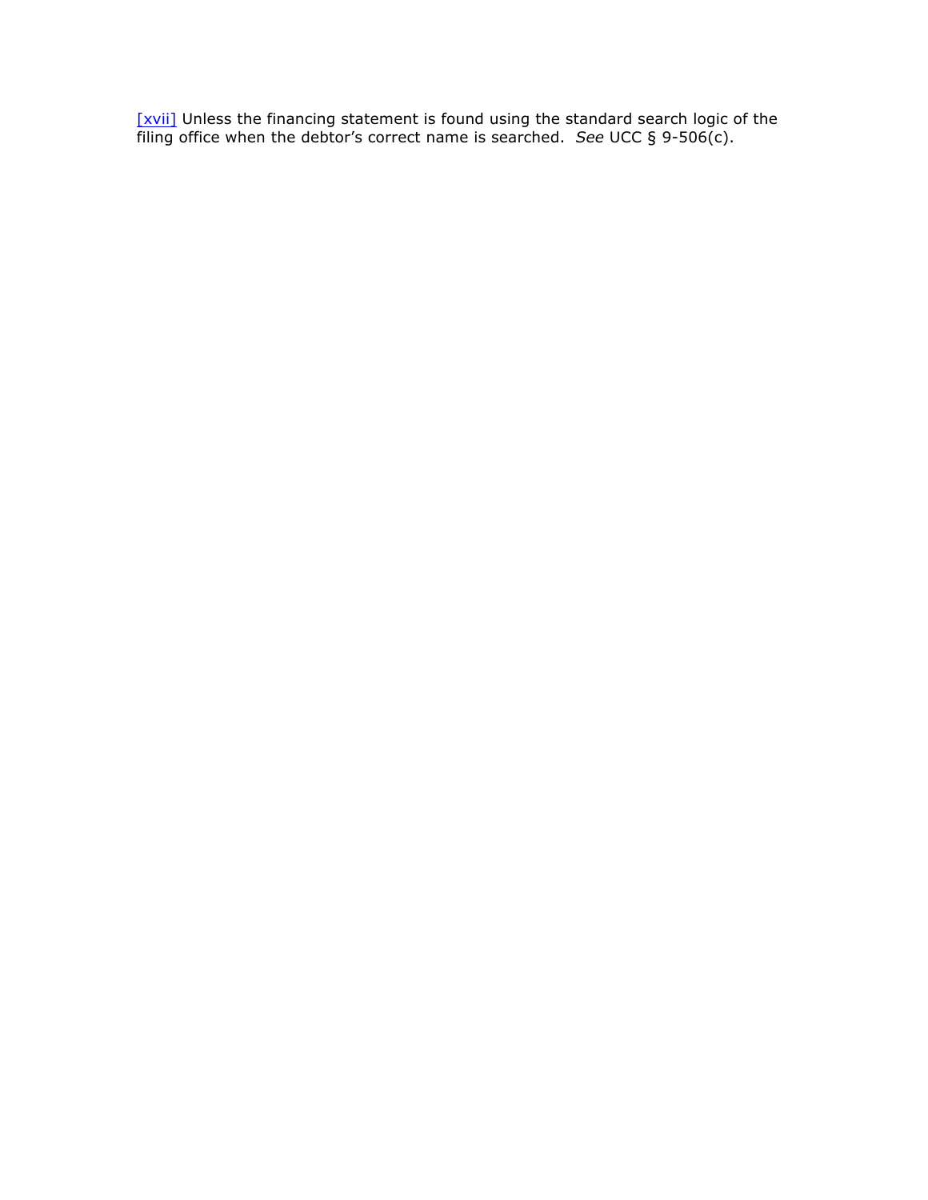[xvii] Unless the financing statement is found using the standard search logic of the filing office when the debtor's correct name is searched. *See* UCC § 9-506(c).